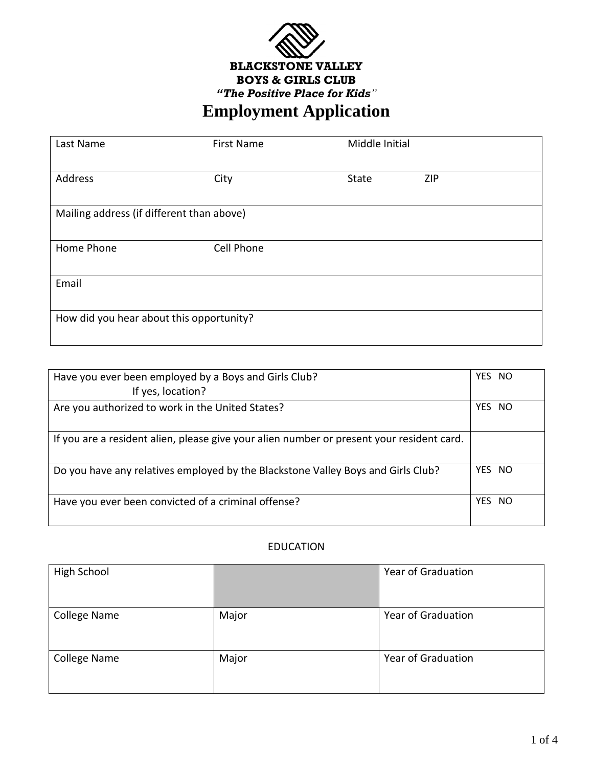**BLACKSTONE VALLEY**
**BOYS & GIRLS CLUB**
***"The Positive Place for Kids"***

# Employment Application

| Last Name | First Name | Middle Initial | |
|---|---|---|---|
| Address | City | State | ZIP |
| Mailing address (if different than above) | | | |
| Home Phone | Cell Phone | | |
| Email | | | |
| How did you hear about this opportunity? | | | |

| Question | Answer |
|---|---|
| Have you ever been employed by a Boys and Girls Club? If yes, location? | YES NO |
| Are you authorized to work in the United States? | YES NO |
| If you are a resident alien, please give your alien number or present your resident card. | |
| Do you have any relatives employed by the Blackstone Valley Boys and Girls Club? | YES NO |
| Have you ever been convicted of a criminal offense? | YES NO |

EDUCATION

| High School | | Year of Graduation |
|---|---|---|
| College Name | Major | Year of Graduation |
| College Name | Major | Year of Graduation |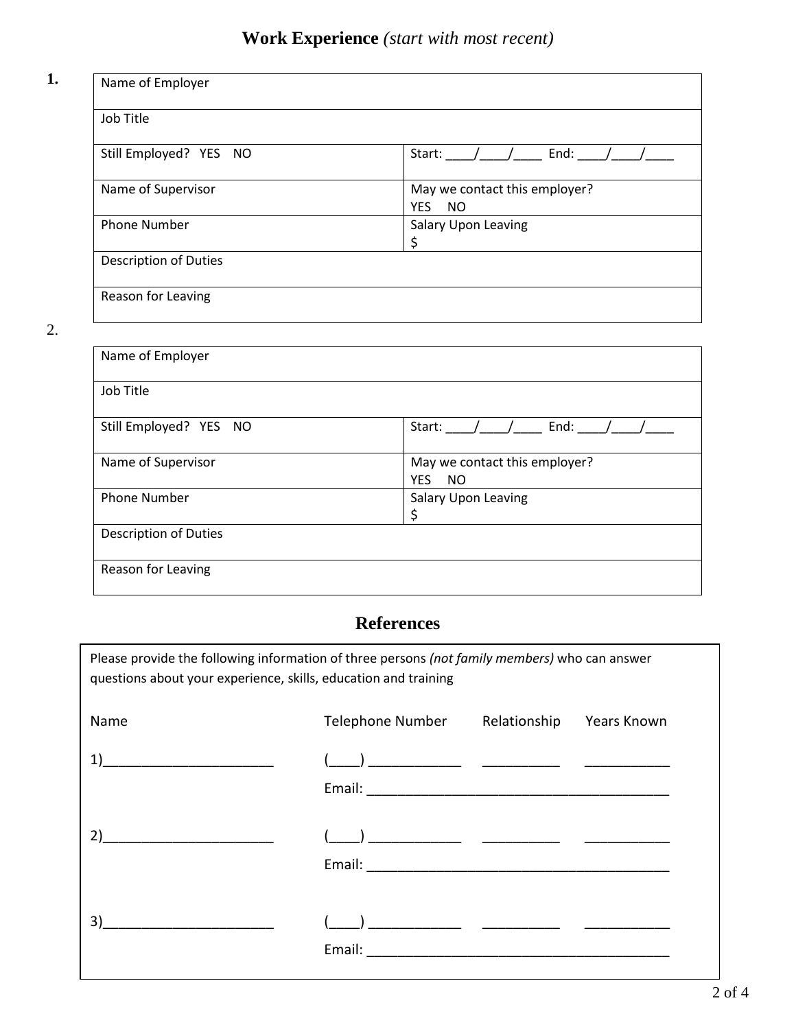## **Work Experience** *(start with most recent)*

**1.**

| Name of Employer | |
|---|---|
| Job Title | |
| Still Employed? YES NO | Start: ____/____/____ End: ____/____/____ |
| Name of Supervisor | May we contact this employer? YES NO |
| Phone Number | Salary Upon Leaving $ |
| Description of Duties | |
| Reason for Leaving | |

2.

| Name of Employer | |
|---|---|
| Job Title | |
| Still Employed? YES NO | Start: ____/____/____ End: ____/____/____ |
| Name of Supervisor | May we contact this employer? YES NO |
| Phone Number | Salary Upon Leaving $ |
| Description of Duties | |
| Reason for Leaving | |

## **References**

Please provide the following information of three persons *(not family members)* who can answer questions about your experience, skills, education and training

| Name | Telephone Number | Relationship | Years Known |
|---|---|---|---|
| 1)_______________________ | (____) ____________ | __________ | ___________ |
| | Email: ________________________________________ | | |
| 2)_______________________ | (____) ____________ | __________ | ___________ |
| | Email: ________________________________________ | | |
| 3)_______________________ | (____) ____________ | __________ | ___________ |
| | Email: ________________________________________ | | |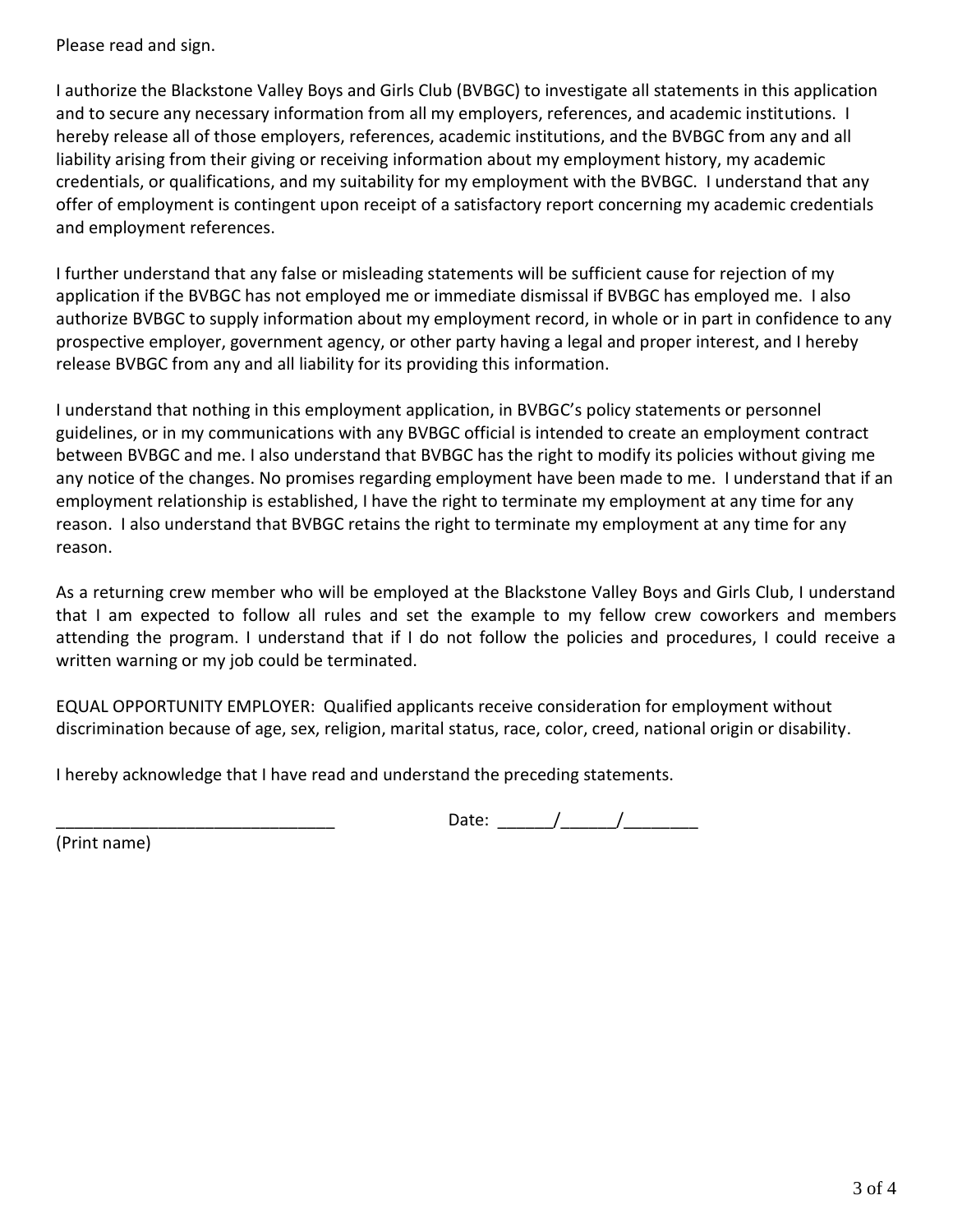Please read and sign.

I authorize the Blackstone Valley Boys and Girls Club (BVBGC) to investigate all statements in this application and to secure any necessary information from all my employers, references, and academic institutions. I hereby release all of those employers, references, academic institutions, and the BVBGC from any and all liability arising from their giving or receiving information about my employment history, my academic credentials, or qualifications, and my suitability for my employment with the BVBGC. I understand that any offer of employment is contingent upon receipt of a satisfactory report concerning my academic credentials and employment references.

I further understand that any false or misleading statements will be sufficient cause for rejection of my application if the BVBGC has not employed me or immediate dismissal if BVBGC has employed me. I also authorize BVBGC to supply information about my employment record, in whole or in part in confidence to any prospective employer, government agency, or other party having a legal and proper interest, and I hereby release BVBGC from any and all liability for its providing this information.

I understand that nothing in this employment application, in BVBGC's policy statements or personnel guidelines, or in my communications with any BVBGC official is intended to create an employment contract between BVBGC and me. I also understand that BVBGC has the right to modify its policies without giving me any notice of the changes. No promises regarding employment have been made to me. I understand that if an employment relationship is established, I have the right to terminate my employment at any time for any reason. I also understand that BVBGC retains the right to terminate my employment at any time for any reason.

As a returning crew member who will be employed at the Blackstone Valley Boys and Girls Club, I understand that I am expected to follow all rules and set the example to my fellow crew coworkers and members attending the program. I understand that if I do not follow the policies and procedures, I could receive a written warning or my job could be terminated.

EQUAL OPPORTUNITY EMPLOYER: Qualified applicants receive consideration for employment without discrimination because of age, sex, religion, marital status, race, color, creed, national origin or disability.

I hereby acknowledge that I have read and understand the preceding statements.

\_\_\_\_\_\_\_\_\_\_\_\_\_\_\_\_\_\_\_\_\_\_\_\_\_\_\_\_\_\_ Date: \_\_\_\_\_\_/\_\_\_\_\_\_/\_\_\_\_\_\_\_\_
(Print name)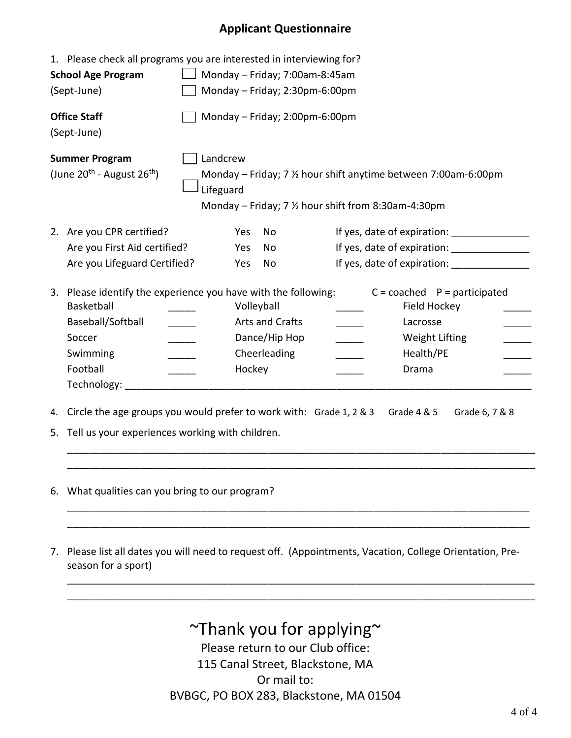## Applicant Questionnaire

1. Please check all programs you are interested in interviewing for?

**School Age Program** (Sept-June)
- ☐ Monday – Friday; 7:00am-8:45am
- ☐ Monday – Friday; 2:30pm-6:00pm

**Office Staff** (Sept-June)
- ☐ Monday – Friday; 2:00pm-6:00pm

**Summer Program** (June 20th - August 26th)
- ☐ Landcrew
  Monday – Friday; 7 ½ hour shift anytime between 7:00am-6:00pm
- ☐ Lifeguard
  Monday – Friday; 7 ½ hour shift from 8:30am-4:30pm

2. Are you CPR certified? Yes No If yes, date of expiration: ______________
   Are you First Aid certified? Yes No If yes, date of expiration: ______________
   Are you Lifeguard Certified? Yes No If yes, date of expiration: ______________

3. Please identify the experience you have with the following: C = coached P = participated

| | | | | | |
|---|---|---|---|---|---|
| Basketball | _____ | Volleyball | _____ | Field Hockey | _____ |
| Baseball/Softball | _____ | Arts and Crafts | _____ | Lacrosse | _____ |
| Soccer | _____ | Dance/Hip Hop | _____ | Weight Lifting | _____ |
| Swimming | _____ | Cheerleading | _____ | Health/PE | _____ |
| Football | _____ | Hockey | _____ | Drama | _____ |

Technology: ____________________________________________________________________________

4. Circle the age groups you would prefer to work with: Grade 1, 2 & 3   Grade 4 & 5   Grade 6, 7 & 8

5. Tell us your experiences working with children.

________________________________________________________________________________

________________________________________________________________________________

6. What qualities can you bring to our program?

________________________________________________________________________________

________________________________________________________________________________

7. Please list all dates you will need to request off. (Appointments, Vacation, College Orientation, Pre-season for a sport)

________________________________________________________________________________

________________________________________________________________________________

# ~Thank you for applying~

Please return to our Club office:
115 Canal Street, Blackstone, MA
Or mail to:
BVBGC, PO BOX 283, Blackstone, MA 01504